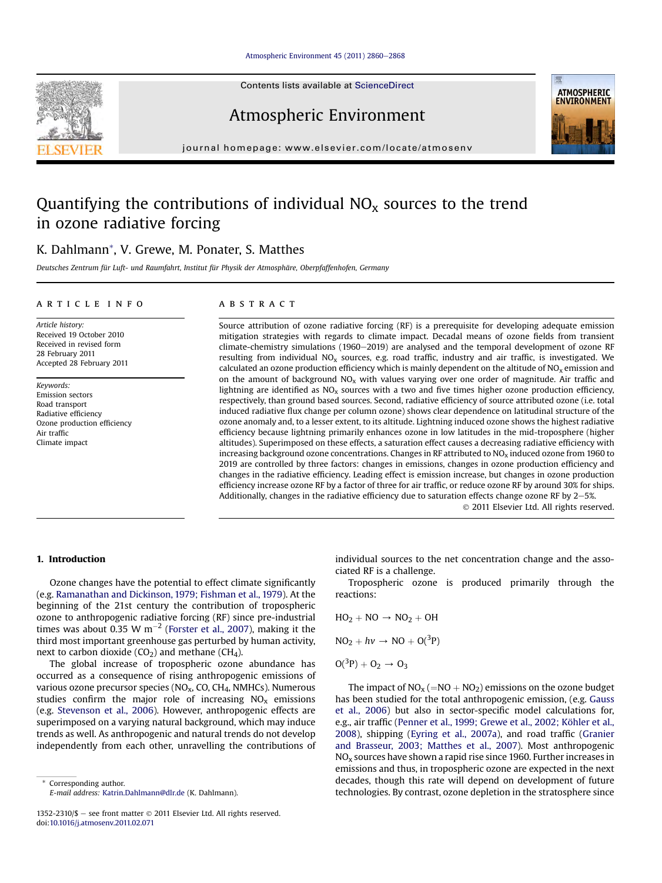Contents lists available at ScienceDirect

# Atmospheric Environment

journal homepage: www.elsevier.com/locate/atmosenv

# Quantifying the contributions of individual $NO_x$ sources to the trend in ozone radiative forcing

K. Dahlmann*, V. Grewe, M. Ponater, S. Matthes

*Deutsches Zentrum für Luft- und Raumfahrt, Institut für Physik der Atmosphäre, Oberpfaffenhofen, Germany*

## ARTICLE INFO

*Article history:*
Received 19 October 2010
Received in revised form
28 February 2011
Accepted 28 February 2011

*Keywords:*
Emission sectors
Road transport
Radiative efficiency
Ozone production efficiency
Air traffic
Climate impact

## ABSTRACT

Source attribution of ozone radiative forcing (RF) is a prerequisite for developing adequate emission mitigation strategies with regards to climate impact. Decadal means of ozone fields from transient climate-chemistry simulations (1960–2019) are analysed and the temporal development of ozone RF resulting from individual $NO_x$ sources, e.g. road traffic, industry and air traffic, is investigated. We calculated an ozone production efficiency which is mainly dependent on the altitude of $NO_x$ emission and on the amount of background $NO_x$ with values varying over one order of magnitude. Air traffic and lightning are identified as $NO_x$ sources with a two and five times higher ozone production efficiency, respectively, than ground based sources. Second, radiative efficiency of source attributed ozone (i.e. total induced radiative flux change per column ozone) shows clear dependence on latitudinal structure of the ozone anomaly and, to a lesser extent, to its altitude. Lightning induced ozone shows the highest radiative efficiency because lightning primarily enhances ozone in low latitudes in the mid-troposphere (higher altitudes). Superimposed on these effects, a saturation effect causes a decreasing radiative efficiency with increasing background ozone concentrations. Changes in RF attributed to $NO_x$ induced ozone from 1960 to 2019 are controlled by three factors: changes in emissions, changes in ozone production efficiency and changes in the radiative efficiency. Leading effect is emission increase, but changes in ozone production efficiency increase ozone RF by a factor of three for air traffic, or reduce ozone RF by around 30% for ships. Additionally, changes in the radiative efficiency due to saturation effects change ozone RF by 2–5%.

© 2011 Elsevier Ltd. All rights reserved.

## 1. Introduction

Ozone changes have the potential to effect climate significantly (e.g. Ramanathan and Dickinson, 1979; Fishman et al., 1979). At the beginning of the 21st century the contribution of tropospheric ozone to anthropogenic radiative forcing (RF) since pre-industrial times was about 0.35 W $m^{-2}$ (Forster et al., 2007), making it the third most important greenhouse gas perturbed by human activity, next to carbon dioxide ($CO_2$) and methane ($CH_4$).

The global increase of tropospheric ozone abundance has occurred as a consequence of rising anthropogenic emissions of various ozone precursor species ($NO_x$, CO, $CH_4$, NMHCs). Numerous studies confirm the major role of increasing $NO_x$ emissions (e.g. Stevenson et al., 2006). However, anthropogenic effects are superimposed on a varying natural background, which may induce trends as well. As anthropogenic and natural trends do not develop independently from each other, unravelling the contributions of individual sources to the net concentration change and the associated RF is a challenge.

Tropospheric ozone is produced primarily through the reactions:

$$HO_2 + NO \rightarrow NO_2 + OH$$

$$NO_2 + h\nu \rightarrow NO + O(^3P)$$

$$O(^3P) + O_2 \rightarrow O_3$$

The impact of $NO_x$ ($=NO + NO_2$) emissions on the ozone budget has been studied for the total anthropogenic emission, (e.g. Gauss et al., 2006) but also in sector-specific model calculations for, e.g., air traffic (Penner et al., 1999; Grewe et al., 2002; Köhler et al., 2008), shipping (Eyring et al., 2007a), and road traffic (Granier and Brasseur, 2003; Matthes et al., 2007). Most anthropogenic $NO_x$ sources have shown a rapid rise since 1960. Further increases in emissions and thus, in tropospheric ozone are expected in the next decades, though this rate will depend on development of future technologies. By contrast, ozone depletion in the stratosphere since

\* Corresponding author.
E-mail address: Katrin.Dahlmann@dlr.de (K. Dahlmann).

1352-2310/$ – see front matter © 2011 Elsevier Ltd. All rights reserved.
doi:10.1016/j.atmosenv.2011.02.071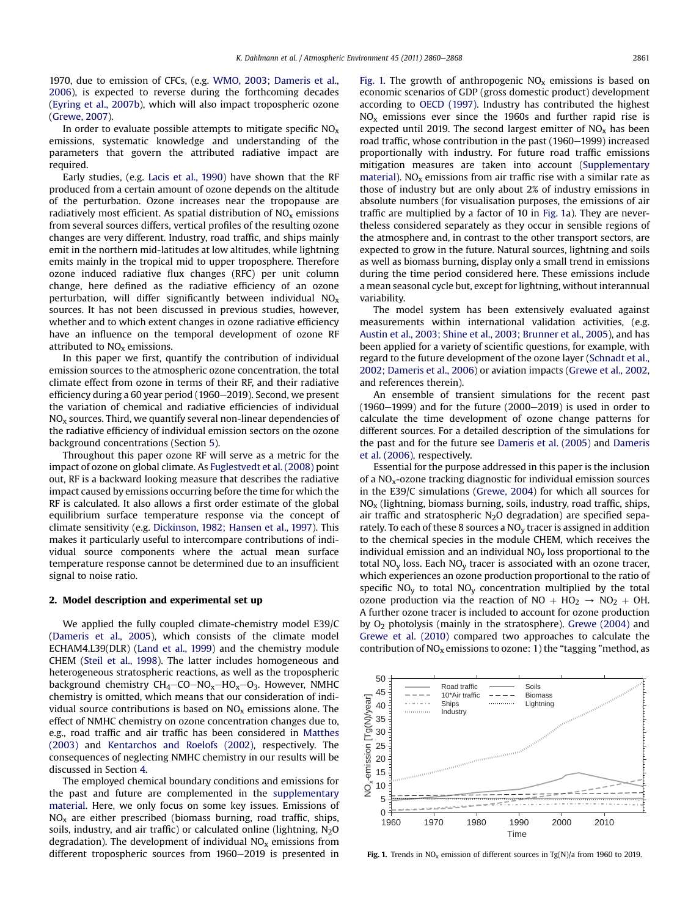1970, due to emission of CFCs, (e.g. WMO, 2003; Dameris et al., 2006), is expected to reverse during the forthcoming decades (Eyring et al., 2007b), which will also impact tropospheric ozone (Grewe, 2007).

In order to evaluate possible attempts to mitigate specific $NO_x$ emissions, systematic knowledge and understanding of the parameters that govern the attributed radiative impact are required.

Early studies, (e.g. Lacis et al., 1990) have shown that the RF produced from a certain amount of ozone depends on the altitude of the perturbation. Ozone increases near the tropopause are radiatively most efficient. As spatial distribution of $NO_x$ emissions from several sources differs, vertical profiles of the resulting ozone changes are very different. Industry, road traffic, and ships mainly emit in the northern mid-latitudes at low altitudes, while lightning emits mainly in the tropical mid to upper troposphere. Therefore ozone induced radiative flux changes (RFC) per unit column change, here defined as the radiative efficiency of an ozone perturbation, will differ significantly between individual $NO_x$ sources. It has not been discussed in previous studies, however, whether and to which extent changes in ozone radiative efficiency have an influence on the temporal development of ozone RF attributed to $NO_x$ emissions.

In this paper we first, quantify the contribution of individual emission sources to the atmospheric ozone concentration, the total climate effect from ozone in terms of their RF, and their radiative efficiency during a 60 year period (1960–2019). Second, we present the variation of chemical and radiative efficiencies of individual $NO_x$ sources. Third, we quantify several non-linear dependencies of the radiative efficiency of individual emission sectors on the ozone background concentrations (Section 5).

Throughout this paper ozone RF will serve as a metric for the impact of ozone on global climate. As Fuglestvedt et al. (2008) point out, RF is a backward looking measure that describes the radiative impact caused by emissions occurring before the time for which the RF is calculated. It also allows a first order estimate of the global equilibrium surface temperature response via the concept of climate sensitivity (e.g. Dickinson, 1982; Hansen et al., 1997). This makes it particularly useful to intercompare contributions of individual source components where the actual mean surface temperature response cannot be determined due to an insufficient signal to noise ratio.

## 2. Model description and experimental set up

We applied the fully coupled climate-chemistry model E39/C (Dameris et al., 2005), which consists of the climate model ECHAM4.L39(DLR) (Land et al., 1999) and the chemistry module CHEM (Steil et al., 1998). The latter includes homogeneous and heterogeneous stratospheric reactions, as well as the tropospheric background chemistry $CH_4$–CO–$NO_x$–$HO_x$–$O_3$. However, NMHC chemistry is omitted, which means that our consideration of individual source contributions is based on $NO_x$ emissions alone. The effect of NMHC chemistry on ozone concentration changes due to, e.g., road traffic and air traffic has been considered in Matthes (2003) and Kentarchos and Roelofs (2002), respectively. The consequences of neglecting NMHC chemistry in our results will be discussed in Section 4.

The employed chemical boundary conditions and emissions for the past and future are complemented in the supplementary material. Here, we only focus on some key issues. Emissions of $NO_x$ are either prescribed (biomass burning, road traffic, ships, soils, industry, and air traffic) or calculated online (lightning, $N_2O$ degradation). The development of individual $NO_x$ emissions from different tropospheric sources from 1960–2019 is presented in Fig. 1. The growth of anthropogenic $NO_x$ emissions is based on economic scenarios of GDP (gross domestic product) development according to OECD (1997). Industry has contributed the highest $NO_x$ emissions ever since the 1960s and further rapid rise is expected until 2019. The second largest emitter of $NO_x$ has been road traffic, whose contribution in the past (1960–1999) increased proportionally with industry. For future road traffic emissions mitigation measures are taken into account (Supplementary material). $NO_x$ emissions from air traffic rise with a similar rate as those of industry but are only about 2% of industry emissions in absolute numbers (for visualisation purposes, the emissions of air traffic are multiplied by a factor of 10 in Fig. 1a). They are nevertheless considered separately as they occur in sensible regions of the atmosphere and, in contrast to the other transport sectors, are expected to grow in the future. Natural sources, lightning and soils as well as biomass burning, display only a small trend in emissions during the time period considered here. These emissions include a mean seasonal cycle but, except for lightning, without interannual variability.

The model system has been extensively evaluated against measurements within international validation activities, (e.g. Austin et al., 2003; Shine et al., 2003; Brunner et al., 2005), and has been applied for a variety of scientific questions, for example, with regard to the future development of the ozone layer (Schnadt et al., 2002; Dameris et al., 2006) or aviation impacts (Grewe et al., 2002, and references therein).

An ensemble of transient simulations for the recent past (1960–1999) and for the future (2000–2019) is used in order to calculate the time development of ozone change patterns for different sources. For a detailed description of the simulations for the past and for the future see Dameris et al. (2005) and Dameris et al. (2006), respectively.

Essential for the purpose addressed in this paper is the inclusion of a $NO_x$-ozone tracking diagnostic for individual emission sources in the E39/C simulations (Grewe, 2004) for which all sources for $NO_x$ (lightning, biomass burning, soils, industry, road traffic, ships, air traffic and stratospheric $N_2O$ degradation) are specified separately. To each of these 8 sources a $NO_y$ tracer is assigned in addition to the chemical species in the module CHEM, which receives the individual emission and an individual $NO_y$ loss proportional to the total $NO_y$ loss. Each $NO_y$ tracer is associated with an ozone tracer, which experiences an ozone production proportional to the ratio of specific $NO_y$ to total $NO_y$ concentration multiplied by the total ozone production via the reaction of $NO + HO_2 \rightarrow NO_2 + OH$. A further ozone tracer is included to account for ozone production by $O_2$ photolysis (mainly in the stratosphere). Grewe (2004) and Grewe et al. (2010) compared two approaches to calculate the contribution of $NO_x$ emissions to ozone: 1) the "tagging "method, as

Road traffic
10*Air traffic
Ships
Industry
Soils
Biomass
Lightning

$NO_x$-emission [Tg(N)/year]
0
5
10
15
20
25
30
35
40
45
50

Time
1960
1970
1980
1990
2000
2010

Fig. 1. Trends in $NO_x$ emission of different sources in Tg(N)/a from 1960 to 2019.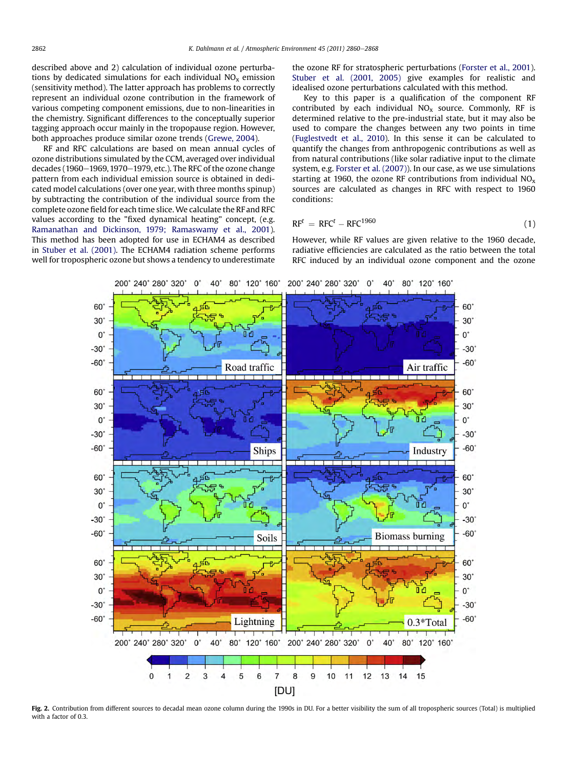described above and 2) calculation of individual ozone perturbations by dedicated simulations for each individual $NO_x$ emission (sensitivity method). The latter approach has problems to correctly represent an individual ozone contribution in the framework of various competing component emissions, due to non-linearities in the chemistry. Significant differences to the conceptually superior tagging approach occur mainly in the tropopause region. However, both approaches produce similar ozone trends (Grewe, 2004).

RF and RFC calculations are based on mean annual cycles of ozone distributions simulated by the CCM, averaged over individual decades (1960–1969, 1970–1979, etc.). The RFC of the ozone change pattern from each individual emission source is obtained in dedicated model calculations (over one year, with three months spinup) by subtracting the contribution of the individual source from the complete ozone field for each time slice. We calculate the RF and RFC values according to the "fixed dynamical heating" concept, (e.g. Ramanathan and Dickinson, 1979; Ramaswamy et al., 2001). This method has been adopted for use in ECHAM4 as described in Stuber et al. (2001). The ECHAM4 radiation scheme performs well for tropospheric ozone but shows a tendency to underestimate the ozone RF for stratospheric perturbations (Forster et al., 2001). Stuber et al. (2001, 2005) give examples for realistic and idealised ozone perturbations calculated with this method.

Key to this paper is a qualification of the component RF contributed by each individual $NO_x$ source. Commonly, RF is determined relative to the pre-industrial state, but it may also be used to compare the changes between any two points in time (Fuglestvedt et al., 2010). In this sense it can be calculated to quantify the changes from anthropogenic contributions as well as from natural contributions (like solar radiative input to the climate system, e.g. Forster et al. (2007)). In our case, as we use simulations starting at 1960, the ozone RF contributions from individual $NO_x$ sources are calculated as changes in RFC with respect to 1960 conditions:

$$RF^t = RFC^t - RFC^{1960} \qquad (1)$$

However, while RF values are given relative to the 1960 decade, radiative efficiencies are calculated as the ratio between the total RFC induced by an individual ozone component and the ozone

Road traffic
Air traffic
Ships
Industry
Soils
Biomass burning
Lightning
0.3*Total
200° 240° 280° 320° 0° 40° 80° 120° 160°
60° 30° 0° -30° -60°
0 1 2 3 4 5 6 7 8 9 10 11 12 13 14 15
[DU]

**Fig. 2.** Contribution from different sources to decadal mean ozone column during the 1990s in DU. For a better visibility the sum of all tropospheric sources (Total) is multiplied with a factor of 0.3.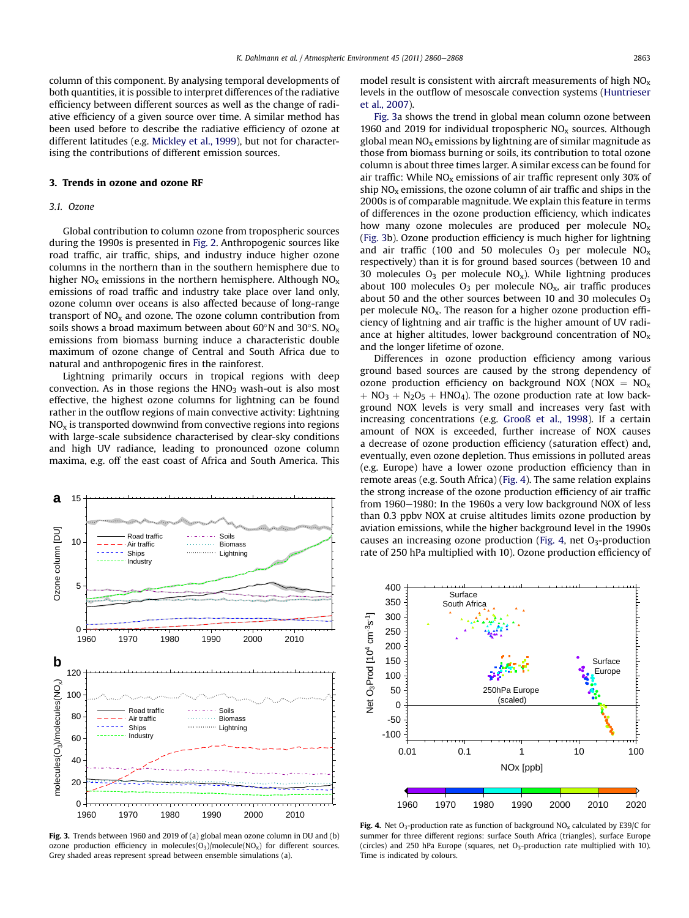column of this component. By analysing temporal developments of both quantities, it is possible to interpret differences of the radiative efficiency between different sources as well as the change of radiative efficiency of a given source over time. A similar method has been used before to describe the radiative efficiency of ozone at different latitudes (e.g. Mickley et al., 1999), but not for characterising the contributions of different emission sources.

## 3. Trends in ozone and ozone RF

### 3.1. Ozone

Global contribution to column ozone from tropospheric sources during the 1990s is presented in Fig. 2. Anthropogenic sources like road traffic, air traffic, ships, and industry induce higher ozone columns in the northern than in the southern hemisphere due to higher $NO_x$ emissions in the northern hemisphere. Although $NO_x$ emissions of road traffic and industry take place over land only, ozone column over oceans is also affected because of long-range transport of $NO_x$ and ozone. The ozone column contribution from soils shows a broad maximum between about 60°N and 30°S. $NO_x$ emissions from biomass burning induce a characteristic double maximum of ozone change of Central and South Africa due to natural and anthropogenic fires in the rainforest.

Lightning primarily occurs in tropical regions with deep convection. As in those regions the $HNO_3$ wash-out is also most effective, the highest ozone columns for lightning can be found rather in the outflow regions of main convective activity: Lightning $NO_x$ is transported downwind from convective regions into regions with large-scale subsidence characterised by clear-sky conditions and high UV radiance, leading to pronounced ozone column maxima, e.g. off the east coast of Africa and South America. This model result is consistent with aircraft measurements of high $NO_x$ levels in the outflow of mesoscale convection systems (Huntrieser et al., 2007).

Fig. 3a shows the trend in global mean column ozone between 1960 and 2019 for individual tropospheric $NO_x$ sources. Although global mean $NO_x$ emissions by lightning are of similar magnitude as those from biomass burning or soils, its contribution to total ozone column is about three times larger. A similar excess can be found for air traffic: While $NO_x$ emissions of air traffic represent only 30% of ship $NO_x$ emissions, the ozone column of air traffic and ships in the 2000s is of comparable magnitude. We explain this feature in terms of differences in the ozone production efficiency, which indicates how many ozone molecules are produced per molecule $NO_x$ (Fig. 3b). Ozone production efficiency is much higher for lightning and air traffic (100 and 50 molecules $O_3$ per molecule $NO_x$ respectively) than it is for ground based sources (between 10 and 30 molecules $O_3$ per molecule $NO_x$). While lightning produces about 100 molecules $O_3$ per molecule $NO_x$, air traffic produces about 50 and the other sources between 10 and 30 molecules $O_3$ per molecule $NO_x$. The reason for a higher ozone production efficiency of lightning and air traffic is the higher amount of UV radiance at higher altitudes, lower background concentration of $NO_x$ and the longer lifetime of ozone.

Differences in ozone production efficiency among various ground based sources are caused by the strong dependency of ozone production efficiency on background NOX (NOX = $NO_x$ + $NO_3$ + $N_2O_5$ + $HNO_4$). The ozone production rate at low background NOX levels is very small and increases very fast with increasing concentrations (e.g. Grooß et al., 1998). If a certain amount of NOX is exceeded, further increase of NOX causes a decrease of ozone production efficiency (saturation effect) and, eventually, even ozone depletion. Thus emissions in polluted areas (e.g. Europe) have a lower ozone production efficiency than in remote areas (e.g. South Africa) (Fig. 4). The same relation explains the strong increase of the ozone production efficiency of air traffic from 1960–1980: In the 1960s a very low background NOX of less than 0.3 ppbv NOX at cruise altitudes limits ozone production by aviation emissions, while the higher background level in the 1990s causes an increasing ozone production (Fig. 4, net $O_3$-production rate of 250 hPa multiplied with 10). Ozone production efficiency of

a
Ozone column [DU]
15
10
5
0
1960 1970 1980 1990 2000 2010
Road traffic
Air traffic
Ships
Industry
Soils
Biomass
Lightning

b
molecules($O_3$)/molecules($NO_x$)
120
100
80
60
40
20
0
1960 1970 1980 1990 2000 2010
Road traffic
Air traffic
Ships
Industry
Soils
Biomass
Lightning

**Fig. 3.** Trends between 1960 and 2019 of (a) global mean ozone column in DU and (b) ozone production efficiency in molecules($O_3$)/molecule($NO_x$) for different sources. Grey shaded areas represent spread between ensemble simulations (a).

Net $O_3$Prod [$10^4$ cm$^{-3}$s$^{-1}$]
400
350
300
250
200
150
100
50
0
-50
-100
Surface South Africa
Surface Europe
250hPa Europe (scaled)
0.01 0.1 1 10 100
NOx [ppb]
1960 1970 1980 1990 2000 2010 2020

**Fig. 4.** Net $O_3$-production rate as function of background $NO_x$ calculated by E39/C for summer for three different regions: surface South Africa (triangles), surface Europe (circles) and 250 hPa Europe (squares, net $O_3$-production rate multiplied with 10). Time is indicated by colours.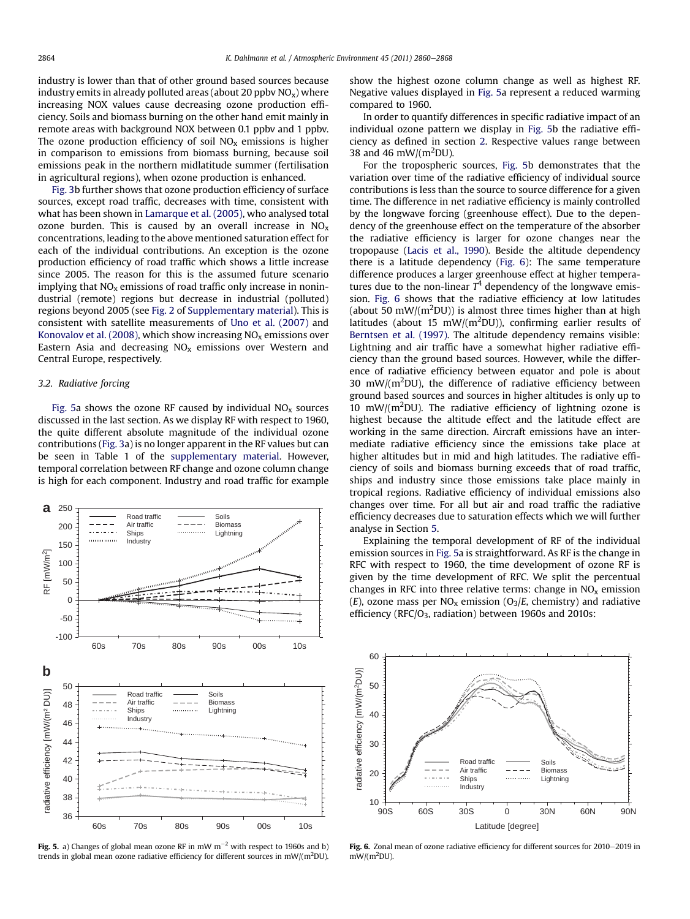industry is lower than that of other ground based sources because industry emits in already polluted areas (about 20 ppbv $NO_x$) where increasing NOX values cause decreasing ozone production efficiency. Soils and biomass burning on the other hand emit mainly in remote areas with background NOX between 0.1 ppbv and 1 ppbv. The ozone production efficiency of soil $NO_x$ emissions is higher in comparison to emissions from biomass burning, because soil emissions peak in the northern midlatitude summer (fertilisation in agricultural regions), when ozone production is enhanced.

Fig. 3b further shows that ozone production efficiency of surface sources, except road traffic, decreases with time, consistent with what has been shown in Lamarque et al. (2005), who analysed total ozone burden. This is caused by an overall increase in $NO_x$ concentrations, leading to the above mentioned saturation effect for each of the individual contributions. An exception is the ozone production efficiency of road traffic which shows a little increase since 2005. The reason for this is the assumed future scenario implying that $NO_x$ emissions of road traffic only increase in nonindustrial (remote) regions but decrease in industrial (polluted) regions beyond 2005 (see Fig. 2 of Supplementary material). This is consistent with satellite measurements of Uno et al. (2007) and Konovalov et al. (2008), which show increasing $NO_x$ emissions over Eastern Asia and decreasing $NO_x$ emissions over Western and Central Europe, respectively.

### 3.2. Radiative forcing

Fig. 5a shows the ozone RF caused by individual $NO_x$ sources discussed in the last section. As we display RF with respect to 1960, the quite different absolute magnitude of the individual ozone contributions (Fig. 3a) is no longer apparent in the RF values but can be seen in Table 1 of the supplementary material. However, temporal correlation between RF change and ozone column change is high for each component. Industry and road traffic for example show the highest ozone column change as well as highest RF. Negative values displayed in Fig. 5a represent a reduced warming compared to 1960.

In order to quantify differences in specific radiative impact of an individual ozone pattern we display in Fig. 5b the radiative efficiency as defined in section 2. Respective values range between 38 and 46 mW/($m^2$DU).

For the tropospheric sources, Fig. 5b demonstrates that the variation over time of the radiative efficiency of individual source contributions is less than the source to source difference for a given time. The difference in net radiative efficiency is mainly controlled by the longwave forcing (greenhouse effect). Due to the dependency of the greenhouse effect on the temperature of the absorber the radiative efficiency is larger for ozone changes near the tropopause (Lacis et al., 1990). Beside the altitude dependency there is a latitude dependency (Fig. 6): The same temperature difference produces a larger greenhouse effect at higher temperatures due to the non-linear $T^4$ dependency of the longwave emission. Fig. 6 shows that the radiative efficiency at low latitudes (about 50 mW/($m^2$DU)) is almost three times higher than at high latitudes (about 15 mW/($m^2$DU)), confirming earlier results of Berntsen et al. (1997). The altitude dependency remains visible: Lightning and air traffic have a somewhat higher radiative efficiency than the ground based sources. However, while the difference of radiative efficiency between equator and pole is about 30 mW/($m^2$DU), the difference of radiative efficiency between ground based sources and sources in higher altitudes is only up to 10 mW/($m^2$DU). The radiative efficiency of lightning ozone is highest because the altitude effect and the latitude effect are working in the same direction. Aircraft emissions have an intermediate radiative efficiency since the emissions take place at higher altitudes but in mid and high latitudes. The radiative efficiency of soils and biomass burning exceeds that of road traffic, ships and industry since those emissions take place mainly in tropical regions. Radiative efficiency of individual emissions also changes over time. For all but air and road traffic the radiative efficiency decreases due to saturation effects which we will further analyse in Section 5.

Explaining the temporal development of RF of the individual emission sources in Fig. 5a is straightforward. As RF is the change in RFC with respect to 1960, the time development of ozone RF is given by the time development of RFC. We split the percentual changes in RFC into three relative terms: change in $NO_x$ emission ($E$), ozone mass per $NO_x$ emission ($O_3/E$, chemistry) and radiative efficiency ($RFC/O_3$, radiation) between 1960s and 2010s:

a
RF [mW/m²]
250
200
150
100
50
0
-50
-100
60s 70s 80s 90s 00s 10s
Road traffic
Air traffic
Ships
Industry
Soils
Biomass
Lightning

b
radiative efficiency [mW/(m² DU)]
50
48
46
44
42
40
38
36
60s 70s 80s 90s 00s 10s
Road traffic
Air traffic
Ships
Industry
Soils
Biomass
Lightning

**Fig. 5.** a) Changes of global mean ozone RF in mW $m^{-2}$ with respect to 1960s and b) trends in global mean ozone radiative efficiency for different sources in mW/($m^2$DU).

radiative efficiency [mW/(m²DU)]
60
50
40
30
20
10
90S 60S 30S 0 30N 60N 90N
Latitude [degree]
Road traffic
Air traffic
Ships
Industry
Soils
Biomass
Lightning

**Fig. 6.** Zonal mean of ozone radiative efficiency for different sources for 2010–2019 in mW/($m^2$DU).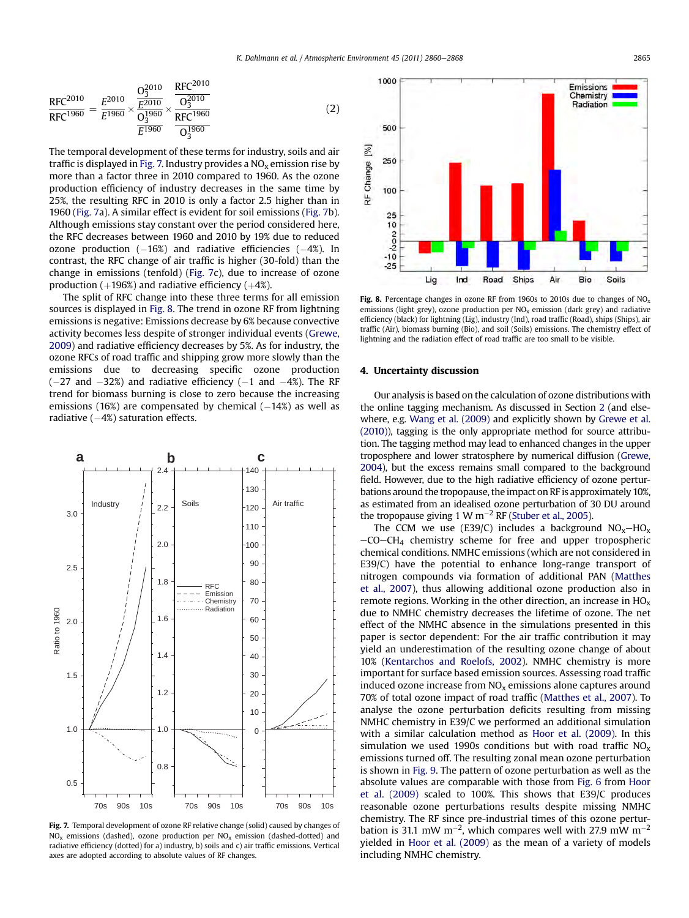$$\frac{RFC^{2010}}{RFC^{1960}} = \frac{E^{2010}}{E^{1960}} \times \frac{\frac{O_3^{2010}}{E^{2010}}}{\frac{O_3^{1960}}{E^{1960}}} \times \frac{\frac{RFC^{2010}}{O_3^{2010}}}{\frac{RFC^{1960}}{O_3^{1960}}} \tag{2}$$

The temporal development of these terms for industry, soils and air traffic is displayed in Fig. 7. Industry provides a $NO_x$ emission rise by more than a factor three in 2010 compared to 1960. As the ozone production efficiency of industry decreases in the same time by 25%, the resulting RFC in 2010 is only a factor 2.5 higher than in 1960 (Fig. 7a). A similar effect is evident for soil emissions (Fig. 7b). Although emissions stay constant over the period considered here, the RFC decreases between 1960 and 2010 by 19% due to reduced ozone production (−16%) and radiative efficiencies (−4%). In contrast, the RFC change of air traffic is higher (30-fold) than the change in emissions (tenfold) (Fig. 7c), due to increase of ozone production (+196%) and radiative efficiency (+4%).

The split of RFC change into these three terms for all emission sources is displayed in Fig. 8. The trend in ozone RF from lightning emissions is negative: Emissions decrease by 6% because convective activity becomes less despite of stronger individual events (Grewe, 2009) and radiative efficiency decreases by 5%. As for industry, the ozone RFCs of road traffic and shipping grow more slowly than the emissions due to decreasing specific ozone production (−27 and −32%) and radiative efficiency (−1 and −4%). The RF trend for biomass burning is close to zero because the increasing emissions (16%) are compensated by chemical (−14%) as well as radiative (−4%) saturation effects.

a b c
Industry
Soils
Air traffic
RFC
Emission
Chemistry
Radiation
Ratio to 1960
70s 90s 10s

Fig. 7. Temporal development of ozone RF relative change (solid) caused by changes of $NO_x$ emissions (dashed), ozone production per $NO_x$ emission (dashed-dotted) and radiative efficiency (dotted) for a) industry, b) soils and c) air traffic emissions. Vertical axes are adopted according to absolute values of RF changes.

Emissions
Chemistry
Radiation
RF Change [%]
Lig Ind Road Ships Air Bio Soils

Fig. 8. Percentage changes in ozone RF from 1960s to 2010s due to changes of $NO_x$ emissions (light grey), ozone production per $NO_x$ emission (dark grey) and radiative efficiency (black) for lightning (Lig), industry (Ind), road traffic (Road), ships (Ships), air traffic (Air), biomass burning (Bio), and soil (Soils) emissions. The chemistry effect of lightning and the radiation effect of road traffic are too small to be visible.

## 4. Uncertainty discussion

Our analysis is based on the calculation of ozone distributions with the online tagging mechanism. As discussed in Section 2 (and elsewhere, e.g. Wang et al. (2009) and explicitly shown by Grewe et al. (2010)), tagging is the only appropriate method for source attribution. The tagging method may lead to enhanced changes in the upper troposphere and lower stratosphere by numerical diffusion (Grewe, 2004), but the excess remains small compared to the background field. However, due to the high radiative efficiency of ozone perturbations around the tropopause, the impact on RF is approximately 10%, as estimated from an idealised ozone perturbation of 30 DU around the tropopause giving 1 W $m^{-2}$ RF (Stuber et al., 2005).

The CCM we use (E39/C) includes a background $NO_x$–$HO_x$–CO–$CH_4$ chemistry scheme for free and upper tropospheric chemical conditions. NMHC emissions (which are not considered in E39/C) have the potential to enhance long-range transport of nitrogen compounds via formation of additional PAN (Matthes et al., 2007), thus allowing additional ozone production also in remote regions. Working in the other direction, an increase in $HO_x$ due to NMHC chemistry decreases the lifetime of ozone. The net effect of the NMHC absence in the simulations presented in this paper is sector dependent: For the air traffic contribution it may yield an underestimation of the resulting ozone change of about 10% (Kentarchos and Roelofs, 2002). NMHC chemistry is more important for surface based emission sources. Assessing road traffic induced ozone increase from $NO_x$ emissions alone captures around 70% of total ozone impact of road traffic (Matthes et al., 2007). To analyse the ozone perturbation deficits resulting from missing NMHC chemistry in E39/C we performed an additional simulation with a similar calculation method as Hoor et al. (2009). In this simulation we used 1990s conditions but with road traffic $NO_x$ emissions turned off. The resulting zonal mean ozone perturbation is shown in Fig. 9. The pattern of ozone perturbation as well as the absolute values are comparable with those from Fig. 6 from Hoor et al. (2009) scaled to 100%. This shows that E39/C produces reasonable ozone perturbations results despite missing NMHC chemistry. The RF since pre-industrial times of this ozone perturbation is 31.1 mW $m^{-2}$, which compares well with 27.9 mW $m^{-2}$ yielded in Hoor et al. (2009) as the mean of a variety of models including NMHC chemistry.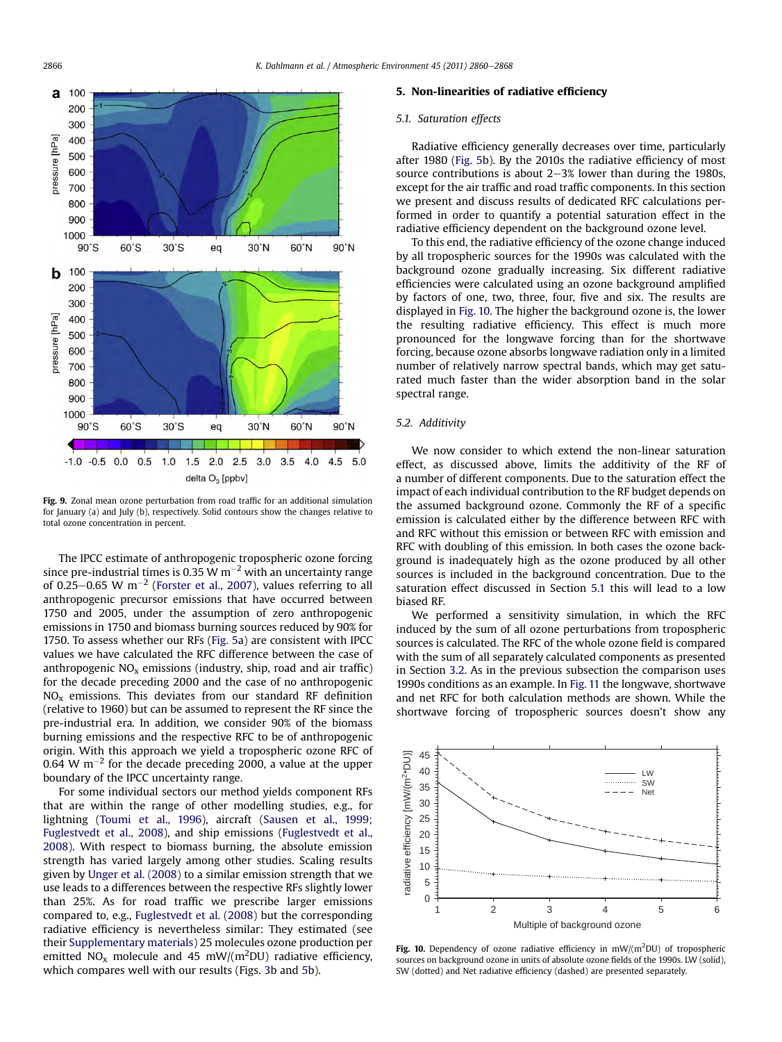a

100
200
300
400
500
600
700
800
900
1000

pressure [hPa]

90°S 60°S 30°S eq 30°N 60°N 90°N

b

100
200
300
400
500
600
700
800
900
1000

pressure [hPa]

90°S 60°S 30°S eq 30°N 60°N 90°N

-1.0 -0.5 0.0 0.5 1.0 1.5 2.0 2.5 3.0 3.5 4.0 4.5 5.0

delta $O_3$ [ppbv]

**Fig. 9.** Zonal mean ozone perturbation from road traffic for an additional simulation for January (a) and July (b), respectively. Solid contours show the changes relative to total ozone concentration in percent.

The IPCC estimate of anthropogenic tropospheric ozone forcing since pre-industrial times is 0.35 W $m^{-2}$ with an uncertainty range of 0.25–0.65 W $m^{-2}$ (Forster et al., 2007), values referring to all anthropogenic precursor emissions that have occurred between 1750 and 2005, under the assumption of zero anthropogenic emissions in 1750 and biomass burning sources reduced by 90% for 1750. To assess whether our RFs (Fig. 5a) are consistent with IPCC values we have calculated the RFC difference between the case of anthropogenic $NO_x$ emissions (industry, ship, road and air traffic) for the decade preceding 2000 and the case of no anthropogenic $NO_x$ emissions. This deviates from our standard RF definition (relative to 1960) but can be assumed to represent the RF since the pre-industrial era. In addition, we consider 90% of the biomass burning emissions and the respective RFC to be of anthropogenic origin. With this approach we yield a tropospheric ozone RFC of 0.64 W $m^{-2}$ for the decade preceding 2000, a value at the upper boundary of the IPCC uncertainty range.

For some individual sectors our method yields component RFs that are within the range of other modelling studies, e.g., for lightning (Toumi et al., 1996), aircraft (Sausen et al., 1999; Fuglestvedt et al., 2008), and ship emissions (Fuglestvedt et al., 2008). With respect to biomass burning, the absolute emission strength has varied largely among other studies. Scaling results given by Unger et al. (2008) to a similar emission strength that we use leads to a differences between the respective RFs slightly lower than 25%. As for road traffic we prescribe larger emissions compared to, e.g., Fuglestvedt et al. (2008) but the corresponding radiative efficiency is nevertheless similar: They estimated (see their Supplementary materials) 25 molecules ozone production per emitted $NO_x$ molecule and 45 mW/($m^2$DU) radiative efficiency, which compares well with our results (Figs. 3b and 5b).

## 5. Non-linearities of radiative efficiency

### 5.1. Saturation effects

Radiative efficiency generally decreases over time, particularly after 1980 (Fig. 5b). By the 2010s the radiative efficiency of most source contributions is about 2–3% lower than during the 1980s, except for the air traffic and road traffic components. In this section we present and discuss results of dedicated RFC calculations performed in order to quantify a potential saturation effect in the radiative efficiency dependent on the background ozone level.

To this end, the radiative efficiency of the ozone change induced by all tropospheric sources for the 1990s was calculated with the background ozone gradually increasing. Six different radiative efficiencies were calculated using an ozone background amplified by factors of one, two, three, four, five and six. The results are displayed in Fig. 10. The higher the background ozone is, the lower the resulting radiative efficiency. This effect is much more pronounced for the longwave forcing than for the shortwave forcing, because ozone absorbs longwave radiation only in a limited number of relatively narrow spectral bands, which may get saturated much faster than the wider absorption band in the solar spectral range.

### 5.2. Additivity

We now consider to which extend the non-linear saturation effect, as discussed above, limits the additivity of the RF of a number of different components. Due to the saturation effect the impact of each individual contribution to the RF budget depends on the assumed background ozone. Commonly the RF of a specific emission is calculated either by the difference between RFC with and RFC without this emission or between RFC with emission and RFC with doubling of this emission. In both cases the ozone background is inadequately high as the ozone produced by all other sources is included in the background concentration. Due to the saturation effect discussed in Section 5.1 this will lead to a low biased RF.

We performed a sensitivity simulation, in which the RFC induced by the sum of all ozone perturbations from tropospheric sources is calculated. The RFC of the whole ozone field is compared with the sum of all separately calculated components as presented in Section 3.2. As in the previous subsection the comparison uses 1990s conditions as an example. In Fig. 11 the longwave, shortwave and net RFC for both calculation methods are shown. While the shortwave forcing of tropospheric sources doesn't show any

radiative efficiency [mW/(m²*DU)]

45
40
35
30
25
20
15
10
5
0

LW
SW
Net

1 2 3 4 5 6

Multiple of background ozone

**Fig. 10.** Dependency of ozone radiative efficiency in mW/($m^2$DU) of tropospheric sources on background ozone in units of absolute ozone fields of the 1990s. LW (solid), SW (dotted) and Net radiative efficiency (dashed) are presented separately.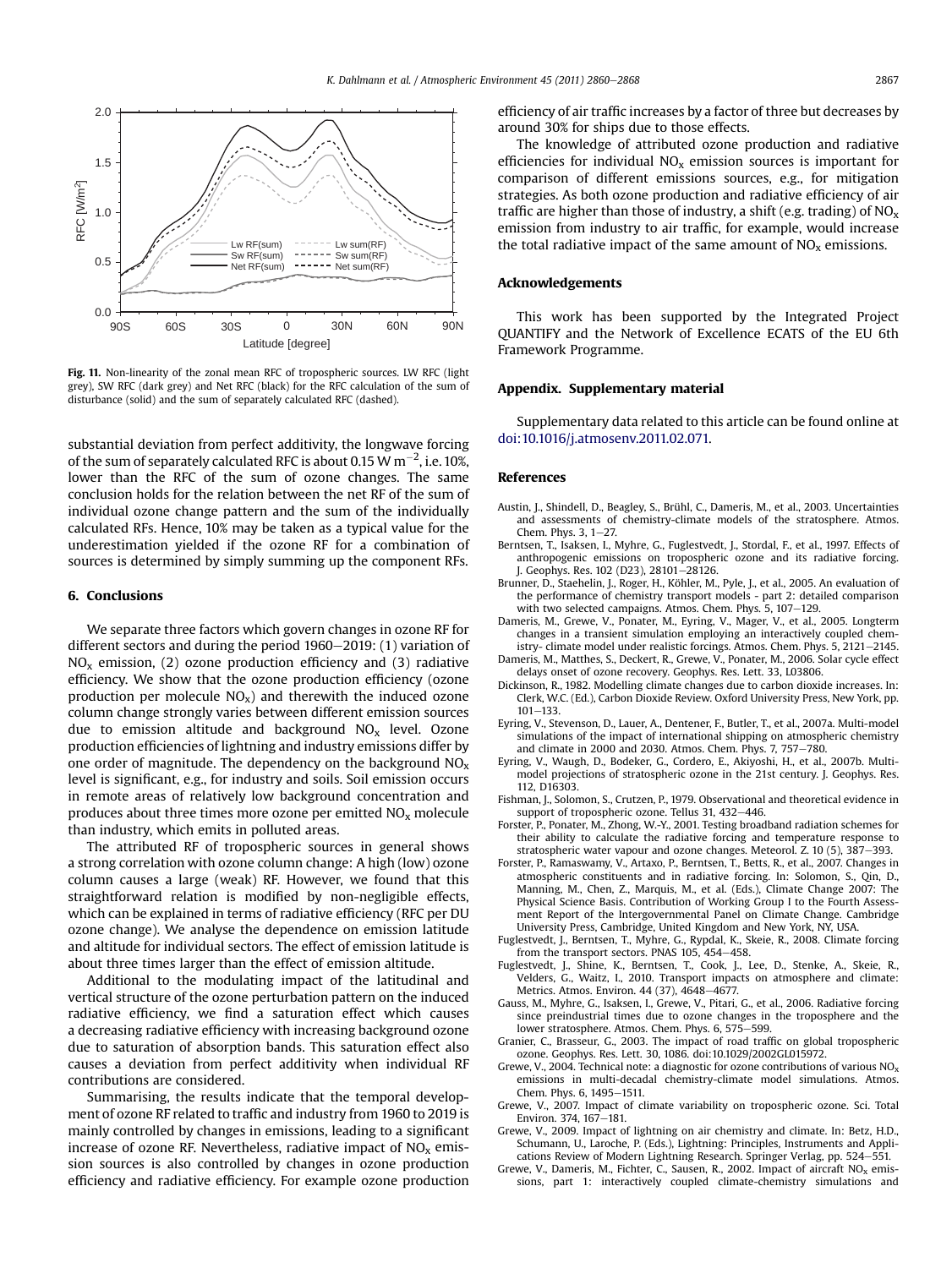2.0
1.5
1.0
0.5
0.0
RFC [W/m²]
90S 60S 30S 0 30N 60N 90N
Latitude [degree]
Lw RF(sum)
Sw RF(sum)
Net RF(sum)
Lw sum(RF)
Sw sum(RF)
Net sum(RF)

**Fig. 11.** Non-linearity of the zonal mean RFC of tropospheric sources. LW RFC (light grey), SW RFC (dark grey) and Net RFC (black) for the RFC calculation of the sum of disturbance (solid) and the sum of separately calculated RFC (dashed).

substantial deviation from perfect additivity, the longwave forcing of the sum of separately calculated RFC is about 0.15 W $m^{-2}$, i.e. 10%, lower than the RFC of the sum of ozone changes. The same conclusion holds for the relation between the net RF of the sum of individual ozone change pattern and the sum of the individually calculated RFs. Hence, 10% may be taken as a typical value for the underestimation yielded if the ozone RF for a combination of sources is determined by simply summing up the component RFs.

## 6. Conclusions

We separate three factors which govern changes in ozone RF for different sectors and during the period 1960–2019: (1) variation of $NO_x$ emission, (2) ozone production efficiency and (3) radiative efficiency. We show that the ozone production efficiency (ozone production per molecule $NO_x$) and therewith the induced ozone column change strongly varies between different emission sources due to emission altitude and background $NO_x$ level. Ozone production efficiencies of lightning and industry emissions differ by one order of magnitude. The dependency on the background $NO_x$ level is significant, e.g., for industry and soils. Soil emission occurs in remote areas of relatively low background concentration and produces about three times more ozone per emitted $NO_x$ molecule than industry, which emits in polluted areas.

The attributed RF of tropospheric sources in general shows a strong correlation with ozone column change: A high (low) ozone column causes a large (weak) RF. However, we found that this straightforward relation is modified by non-negligible effects, which can be explained in terms of radiative efficiency (RFC per DU ozone change). We analyse the dependence on emission latitude and altitude for individual sectors. The effect of emission latitude is about three times larger than the effect of emission altitude.

Additional to the modulating impact of the latitudinal and vertical structure of the ozone perturbation pattern on the induced radiative efficiency, we find a saturation effect which causes a decreasing radiative efficiency with increasing background ozone due to saturation of absorption bands. This saturation effect also causes a deviation from perfect additivity when individual RF contributions are considered.

Summarising, the results indicate that the temporal development of ozone RF related to traffic and industry from 1960 to 2019 is mainly controlled by changes in emissions, leading to a significant increase of ozone RF. Nevertheless, radiative impact of $NO_x$ emission sources is also controlled by changes in ozone production efficiency and radiative efficiency. For example ozone production efficiency of air traffic increases by a factor of three but decreases by around 30% for ships due to those effects.

The knowledge of attributed ozone production and radiative efficiencies for individual $NO_x$ emission sources is important for comparison of different emissions sources, e.g., for mitigation strategies. As both ozone production and radiative efficiency of air traffic are higher than those of industry, a shift (e.g. trading) of $NO_x$ emission from industry to air traffic, for example, would increase the total radiative impact of the same amount of $NO_x$ emissions.

## Acknowledgements

This work has been supported by the Integrated Project QUANTIFY and the Network of Excellence ECATS of the EU 6th Framework Programme.

## Appendix. Supplementary material

Supplementary data related to this article can be found online at doi:10.1016/j.atmosenv.2011.02.071.

## References

Austin, J., Shindell, D., Beagley, S., Brühl, C., Dameris, M., et al., 2003. Uncertainties and assessments of chemistry-climate models of the stratosphere. Atmos. Chem. Phys. 3, 1–27.

Berntsen, T., Isaksen, I., Myhre, G., Fuglestvedt, J., Stordal, F., et al., 1997. Effects of anthropogenic emissions on tropospheric ozone and its radiative forcing. J. Geophys. Res. 102 (D23), 28101–28126.

Brunner, D., Staehelin, J., Roger, H., Köhler, M., Pyle, J., et al., 2005. An evaluation of the performance of chemistry transport models - part 2: detailed comparison with two selected campaigns. Atmos. Chem. Phys. 5, 107–129.

Dameris, M., Grewe, V., Ponater, M., Eyring, V., Mager, V., et al., 2005. Longterm changes in a transient simulation employing an interactively coupled chemistry- climate model under realistic forcings. Atmos. Chem. Phys. 5, 2121–2145.

Dameris, M., Matthes, S., Deckert, R., Grewe, V., Ponater, M., 2006. Solar cycle effect delays onset of ozone recovery. Geophys. Res. Lett. 33, L03806.

Dickinson, R., 1982. Modelling climate changes due to carbon dioxide increases. In: Clerk, W.C. (Ed.), Carbon Dioxide Review. Oxford University Press, New York, pp. 101–133.

Eyring, V., Stevenson, D., Lauer, A., Dentener, F., Butler, T., et al., 2007a. Multi-model simulations of the impact of international shipping on atmospheric chemistry and climate in 2000 and 2030. Atmos. Chem. Phys. 7, 757–780.

Eyring, V., Waugh, D., Bodeker, G., Cordero, E., Akiyoshi, H., et al., 2007b. Multi-model projections of stratospheric ozone in the 21st century. J. Geophys. Res. 112, D16303.

Fishman, J., Solomon, S., Crutzen, P., 1979. Observational and theoretical evidence in support of tropospheric ozone. Tellus 31, 432–446.

Forster, P., Ponater, M., Zhong, W.-Y., 2001. Testing broadband radiation schemes for their ability to calculate the radiative forcing and temperature response to stratospheric water vapour and ozone changes. Meteorol. Z. 10 (5), 387–393.

Forster, P., Ramaswamy, V., Artaxo, P., Berntsen, T., Betts, R., et al., 2007. Changes in atmospheric constituents and in radiative forcing. In: Solomon, S., Qin, D., Manning, M., Chen, Z., Marquis, M., et al. (Eds.), Climate Change 2007: The Physical Science Basis. Contribution of Working Group I to the Fourth Assessment Report of the Intergovernmental Panel on Climate Change. Cambridge University Press, Cambridge, United Kingdom and New York, NY, USA.

Fuglestvedt, J., Berntsen, T., Myhre, G., Rypdal, K., Skeie, R., 2008. Climate forcing from the transport sectors. PNAS 105, 454–458.

Fuglestvedt, J., Shine, K., Berntsen, T., Cook, J., Lee, D., Stenke, A., Skeie, R., Velders, G., Waitz, I., 2010. Transport impacts on atmosphere and climate: Metrics. Atmos. Environ. 44 (37), 4648–4677.

Gauss, M., Myhre, G., Isaksen, I., Grewe, V., Pitari, G., et al., 2006. Radiative forcing since preindustrial times due to ozone changes in the troposphere and the lower stratosphere. Atmos. Chem. Phys. 6, 575–599.

Granier, C., Brasseur, G., 2003. The impact of road traffic on global tropospheric ozone. Geophys. Res. Lett. 30, 1086. doi:10.1029/2002GL015972.

Grewe, V., 2004. Technical note: a diagnostic for ozone contributions of various $NO_x$ emissions in multi-decadal chemistry-climate model simulations. Atmos. Chem. Phys. 6, 1495–1511.

Grewe, V., 2007. Impact of climate variability on tropospheric ozone. Sci. Total Environ. 374, 167–181.

Grewe, V., 2009. Impact of lightning on air chemistry and climate. In: Betz, H.D., Schumann, U., Laroche, P. (Eds.), Lightning: Principles, Instruments and Applications Review of Modern Lightning Research. Springer Verlag, pp. 524–551.

Grewe, V., Dameris, M., Fichter, C., Sausen, R., 2002. Impact of aircraft $NO_x$ emissions, part 1: interactively coupled climate-chemistry simulations and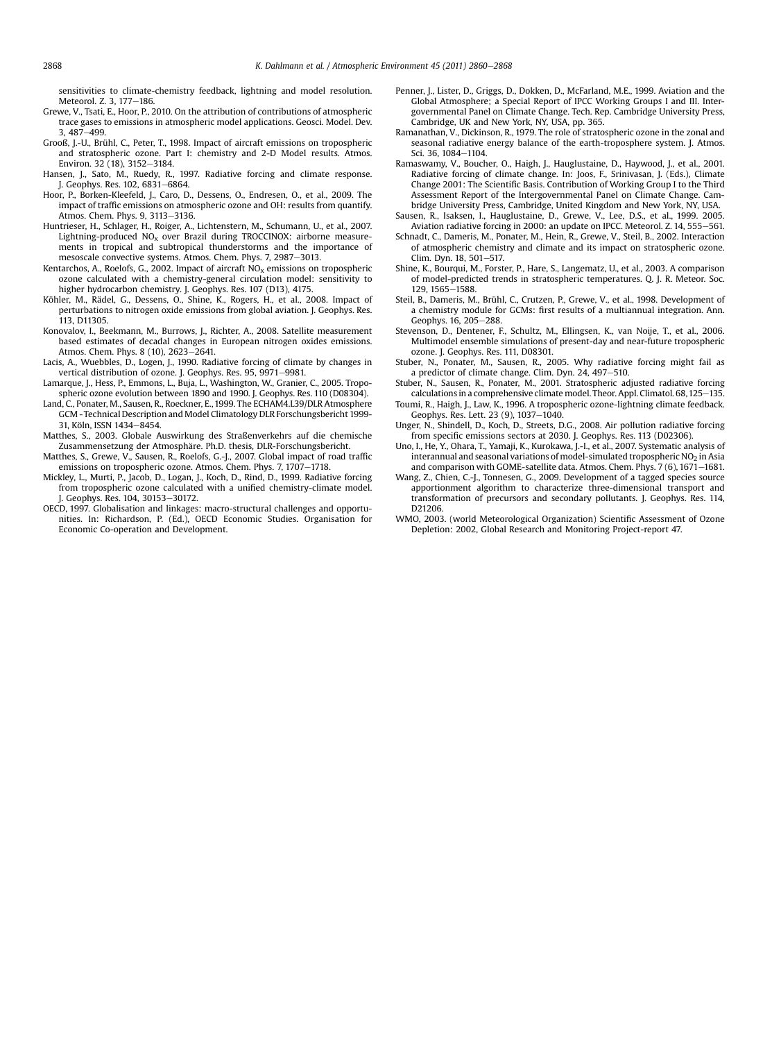sensitivities to climate-chemistry feedback, lightning and model resolution. Meteorol. Z. 3, 177–186.

Grewe, V., Tsati, E., Hoor, P., 2010. On the attribution of contributions of atmospheric trace gases to emissions in atmospheric model applications. Geosci. Model. Dev. 3, 487–499.

Grooß, J.-U., Brühl, C., Peter, T., 1998. Impact of aircraft emissions on tropospheric and stratospheric ozone. Part I: chemistry and 2-D Model results. Atmos. Environ. 32 (18), 3152–3184.

Hansen, J., Sato, M., Ruedy, R., 1997. Radiative forcing and climate response. J. Geophys. Res. 102, 6831–6864.

Hoor, P., Borken-Kleefeld, J., Caro, D., Dessens, O., Endresen, O., et al., 2009. The impact of traffic emissions on atmospheric ozone and OH: results from quantify. Atmos. Chem. Phys. 9, 3113–3136.

Huntrieser, H., Schlager, H., Roiger, A., Lichtenstern, M., Schumann, U., et al., 2007. Lightning-produced $NO_x$ over Brazil during TROCCINOX: airborne measurements in tropical and subtropical thunderstorms and the importance of mesoscale convective systems. Atmos. Chem. Phys. 7, 2987–3013.

Kentarchos, A., Roelofs, G., 2002. Impact of aircraft $NO_x$ emissions on tropospheric ozone calculated with a chemistry-general circulation model: sensitivity to higher hydrocarbon chemistry. J. Geophys. Res. 107 (D13), 4175.

Köhler, M., Rädel, G., Dessens, O., Shine, K., Rogers, H., et al., 2008. Impact of perturbations to nitrogen oxide emissions from global aviation. J. Geophys. Res. 113, D11305.

Konovalov, I., Beekmann, M., Burrows, J., Richter, A., 2008. Satellite measurement based estimates of decadal changes in European nitrogen oxides emissions. Atmos. Chem. Phys. 8 (10), 2623–2641.

Lacis, A., Wuebbles, D., Logen, J., 1990. Radiative forcing of climate by changes in vertical distribution of ozone. J. Geophys. Res. 95, 9971–9981.

Lamarque, J., Hess, P., Emmons, L., Buja, L., Washington, W., Granier, C., 2005. Tropospheric ozone evolution between 1890 and 1990. J. Geophys. Res. 110 (D08304).

Land, C., Ponater, M., Sausen, R., Roeckner, E., 1999. The ECHAM4.L39/DLR Atmosphere GCM - Technical Description and Model Climatology DLR Forschungsbericht 1999-31, Köln, ISSN 1434–8454.

Matthes, S., 2003. Globale Auswirkung des Straßenverkehrs auf die chemische Zusammensetzung der Atmosphäre. Ph.D. thesis, DLR-Forschungsbericht.

Matthes, S., Grewe, V., Sausen, R., Roelofs, G.-J., 2007. Global impact of road traffic emissions on tropospheric ozone. Atmos. Chem. Phys. 7, 1707–1718.

Mickley, L., Murti, P., Jacob, D., Logan, J., Koch, D., Rind, D., 1999. Radiative forcing from tropospheric ozone calculated with a unified chemistry-climate model. J. Geophys. Res. 104, 30153–30172.

OECD, 1997. Globalisation and linkages: macro-structural challenges and opportunities. In: Richardson, P. (Ed.), OECD Economic Studies. Organisation for Economic Co-operation and Development.

Penner, J., Lister, D., Griggs, D., Dokken, D., McFarland, M.E., 1999. Aviation and the Global Atmosphere; a Special Report of IPCC Working Groups I and III. Intergovernmental Panel on Climate Change. Tech. Rep. Cambridge University Press, Cambridge, UK and New York, NY, USA, pp. 365.

Ramanathan, V., Dickinson, R., 1979. The role of stratospheric ozone in the zonal and seasonal radiative energy balance of the earth-troposphere system. J. Atmos. Sci. 36, 1084–1104.

Ramaswamy, V., Boucher, O., Haigh, J., Hauglustaine, D., Haywood, J., et al., 2001. Radiative forcing of climate change. In: Joos, F., Srinivasan, J. (Eds.), Climate Change 2001: The Scientific Basis. Contribution of Working Group I to the Third Assessment Report of the Intergovernmental Panel on Climate Change. Cambridge University Press, Cambridge, United Kingdom and New York, NY, USA.

Sausen, R., Isaksen, I., Hauglustaine, D., Grewe, V., Lee, D.S., et al., 1999. 2005. Aviation radiative forcing in 2000: an update on IPCC. Meteorol. Z. 14, 555–561.

Schnadt, C., Dameris, M., Ponater, M., Hein, R., Grewe, V., Steil, B., 2002. Interaction of atmospheric chemistry and climate and its impact on stratospheric ozone. Clim. Dyn. 18, 501–517.

Shine, K., Bourqui, M., Forster, P., Hare, S., Langematz, U., et al., 2003. A comparison of model-predicted trends in stratospheric temperatures. Q. J. R. Meteor. Soc. 129, 1565–1588.

Steil, B., Dameris, M., Brühl, C., Crutzen, P., Grewe, V., et al., 1998. Development of a chemistry module for GCMs: first results of a multiannual integration. Ann. Geophys. 16, 205–288.

Stevenson, D., Dentener, F., Schultz, M., Ellingsen, K., van Noije, T., et al., 2006. Multimodel ensemble simulations of present-day and near-future tropospheric ozone. J. Geophys. Res. 111, D08301.

Stuber, N., Ponater, M., Sausen, R., 2005. Why radiative forcing might fail as a predictor of climate change. Clim. Dyn. 24, 497–510.

Stuber, N., Sausen, R., Ponater, M., 2001. Stratospheric adjusted radiative forcing calculations in a comprehensive climate model. Theor. Appl. Climatol. 68, 125–135.

Toumi, R., Haigh, J., Law, K., 1996. A tropospheric ozone-lightning climate feedback. Geophys. Res. Lett. 23 (9), 1037–1040.

Unger, N., Shindell, D., Koch, D., Streets, D.G., 2008. Air pollution radiative forcing from specific emissions sectors at 2030. J. Geophys. Res. 113 (D02306).

Uno, I., He, Y., Ohara, T., Yamaji, K., Kurokawa, J.-I., et al., 2007. Systematic analysis of interannual and seasonal variations of model-simulated tropospheric $NO_2$ in Asia and comparison with GOME-satellite data. Atmos. Chem. Phys. 7 (6), 1671–1681.

Wang, Z., Chien, C.-J., Tonnesen, G., 2009. Development of a tagged species source apportionment algorithm to characterize three-dimensional transport and transformation of precursors and secondary pollutants. J. Geophys. Res. 114, D21206.

WMO, 2003. (world Meteorological Organization) Scientific Assessment of Ozone Depletion: 2002, Global Research and Monitoring Project-report 47.